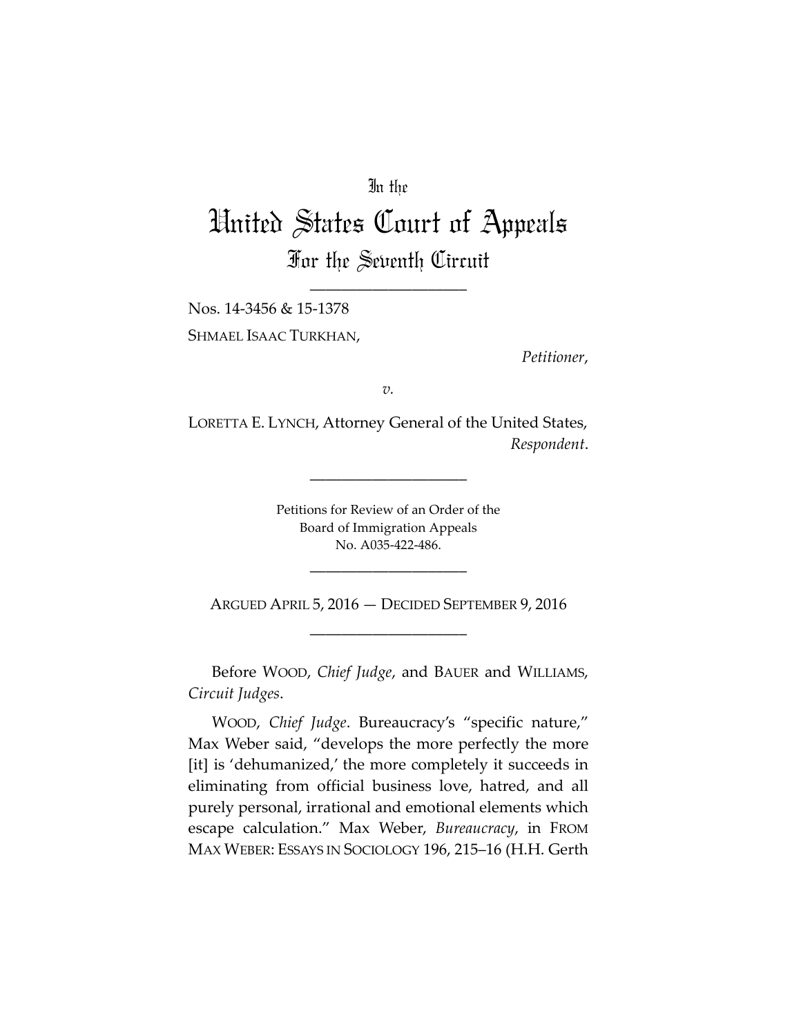In the

# United States Court of Appeals

## For the Seventh Circuit

\_\_\_\_\_\_\_\_\_\_\_\_\_\_\_\_\_\_\_\_

Nos. 14-3456 & 15-1378

SHMAEL ISAAC TURKHAN,

*Petitioner*,

*v.*

LORETTA E. LYNCH, Attorney General of the United States,

*Respondent*.

\_\_\_\_\_\_\_\_\_\_\_\_\_\_\_\_\_\_\_\_

Petitions for Review of an Order of the
Board of Immigration Appeals
No. A035-422-486.

\_\_\_\_\_\_\_\_\_\_\_\_\_\_\_\_\_\_\_\_

ARGUED APRIL 5, 2016 — DECIDED SEPTEMBER 9, 2016

\_\_\_\_\_\_\_\_\_\_\_\_\_\_\_\_\_\_\_\_

Before WOOD, *Chief Judge*, and BAUER and WILLIAMS, *Circuit Judges*.

WOOD, *Chief Judge*. Bureaucracy's "specific nature," Max Weber said, "develops the more perfectly the more [it] is 'dehumanized,' the more completely it succeeds in eliminating from official business love, hatred, and all purely personal, irrational and emotional elements which escape calculation." Max Weber, *Bureaucracy*, in FROM MAX WEBER: ESSAYS IN SOCIOLOGY 196, 215–16 (H.H. Gerth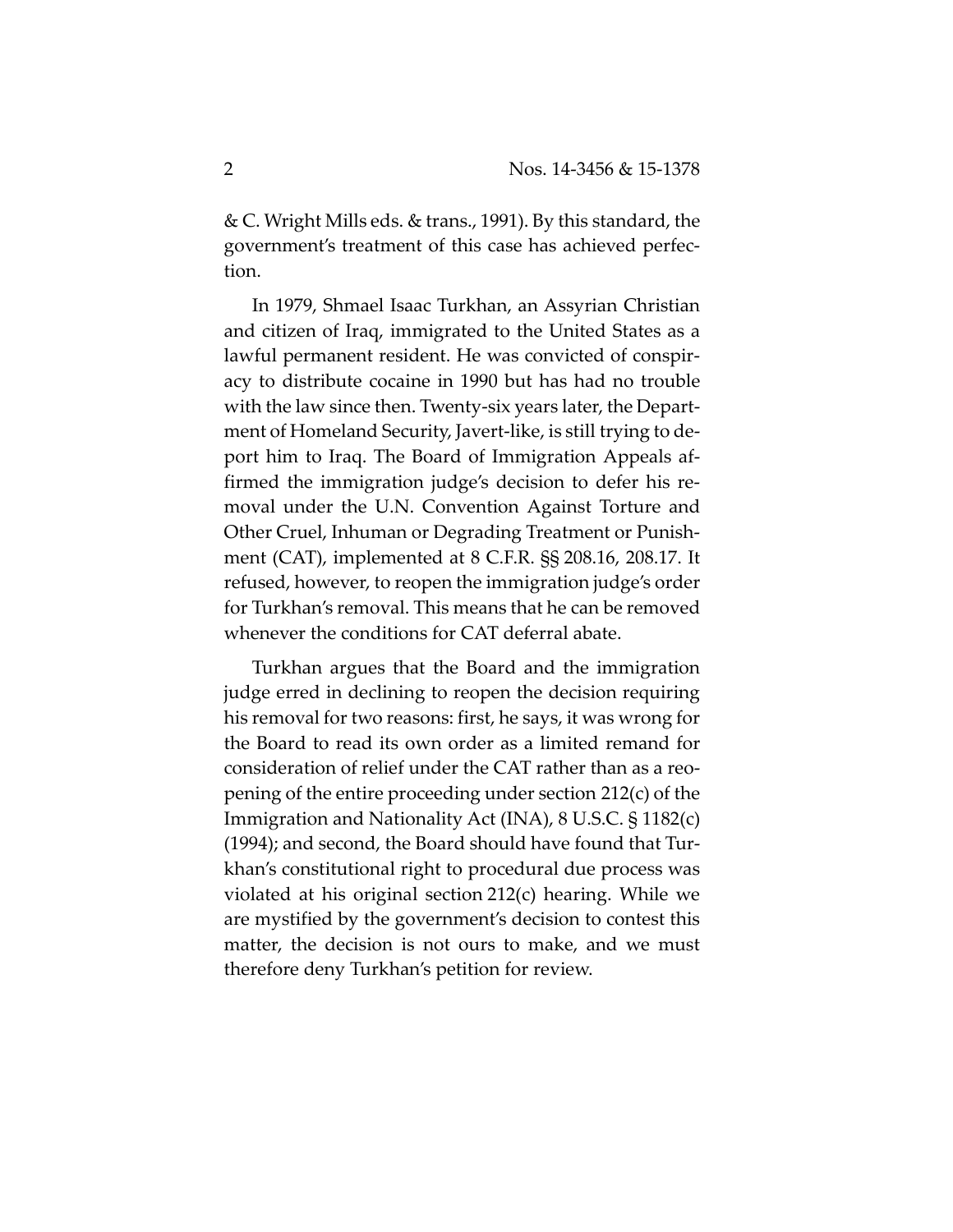& C. Wright Mills eds. & trans., 1991). By this standard, the government's treatment of this case has achieved perfection.

In 1979, Shmael Isaac Turkhan, an Assyrian Christian and citizen of Iraq, immigrated to the United States as a lawful permanent resident. He was convicted of conspiracy to distribute cocaine in 1990 but has had no trouble with the law since then. Twenty-six years later, the Department of Homeland Security, Javert-like, is still trying to deport him to Iraq. The Board of Immigration Appeals affirmed the immigration judge's decision to defer his removal under the U.N. Convention Against Torture and Other Cruel, Inhuman or Degrading Treatment or Punishment (CAT), implemented at 8 C.F.R. §§ 208.16, 208.17. It refused, however, to reopen the immigration judge's order for Turkhan's removal. This means that he can be removed whenever the conditions for CAT deferral abate.

Turkhan argues that the Board and the immigration judge erred in declining to reopen the decision requiring his removal for two reasons: first, he says, it was wrong for the Board to read its own order as a limited remand for consideration of relief under the CAT rather than as a reopening of the entire proceeding under section 212(c) of the Immigration and Nationality Act (INA), 8 U.S.C. § 1182(c) (1994); and second, the Board should have found that Turkhan's constitutional right to procedural due process was violated at his original section 212(c) hearing. While we are mystified by the government's decision to contest this matter, the decision is not ours to make, and we must therefore deny Turkhan's petition for review.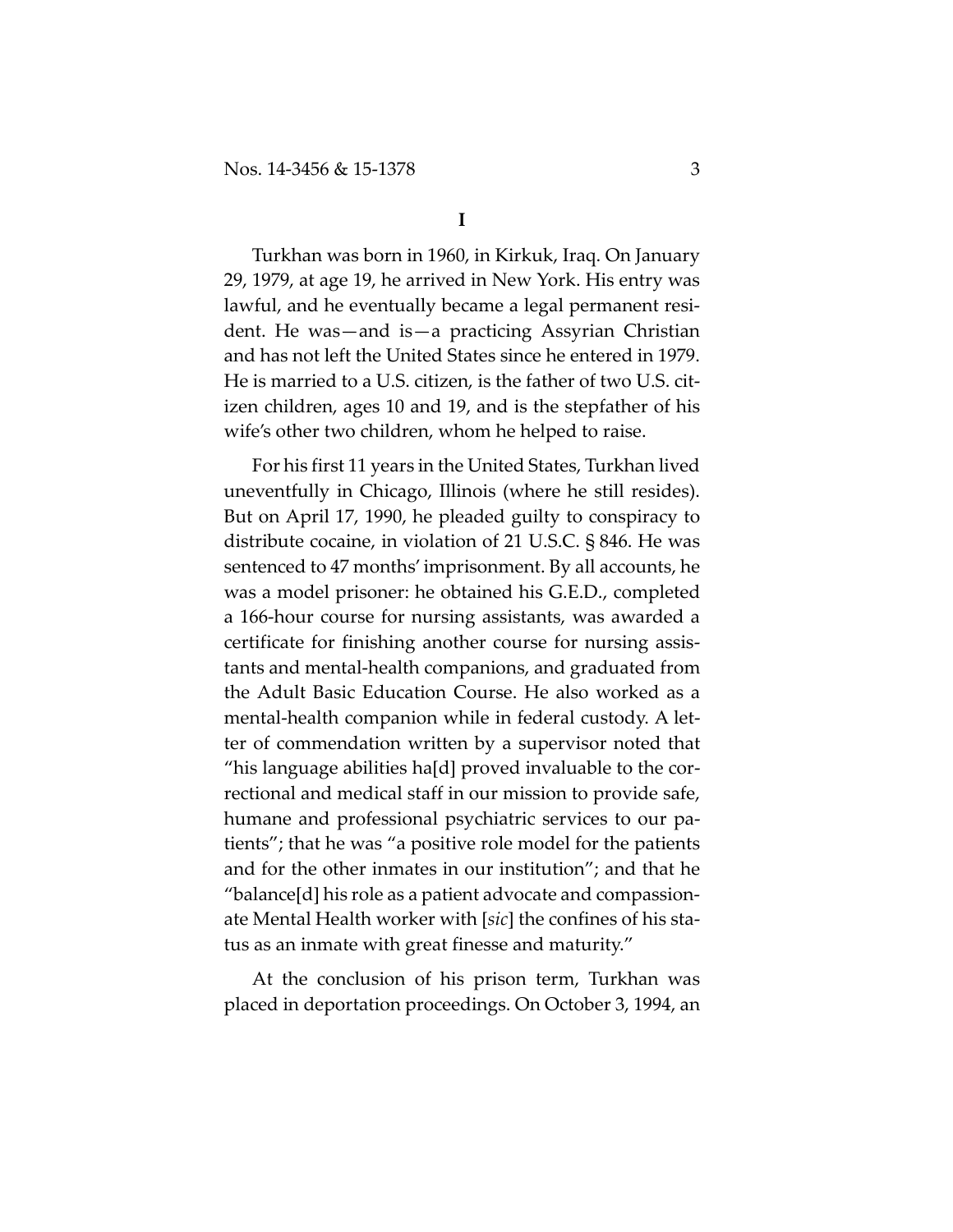# I

Turkhan was born in 1960, in Kirkuk, Iraq. On January 29, 1979, at age 19, he arrived in New York. His entry was lawful, and he eventually became a legal permanent resident. He was—and is—a practicing Assyrian Christian and has not left the United States since he entered in 1979. He is married to a U.S. citizen, is the father of two U.S. citizen children, ages 10 and 19, and is the stepfather of his wife's other two children, whom he helped to raise.

For his first 11 years in the United States, Turkhan lived uneventfully in Chicago, Illinois (where he still resides). But on April 17, 1990, he pleaded guilty to conspiracy to distribute cocaine, in violation of 21 U.S.C. § 846. He was sentenced to 47 months' imprisonment. By all accounts, he was a model prisoner: he obtained his G.E.D., completed a 166-hour course for nursing assistants, was awarded a certificate for finishing another course for nursing assistants and mental-health companions, and graduated from the Adult Basic Education Course. He also worked as a mental-health companion while in federal custody. A letter of commendation written by a supervisor noted that "his language abilities ha[d] proved invaluable to the correctional and medical staff in our mission to provide safe, humane and professional psychiatric services to our patients"; that he was "a positive role model for the patients and for the other inmates in our institution"; and that he "balance[d] his role as a patient advocate and compassionate Mental Health worker with [*sic*] the confines of his status as an inmate with great finesse and maturity."

At the conclusion of his prison term, Turkhan was placed in deportation proceedings. On October 3, 1994, an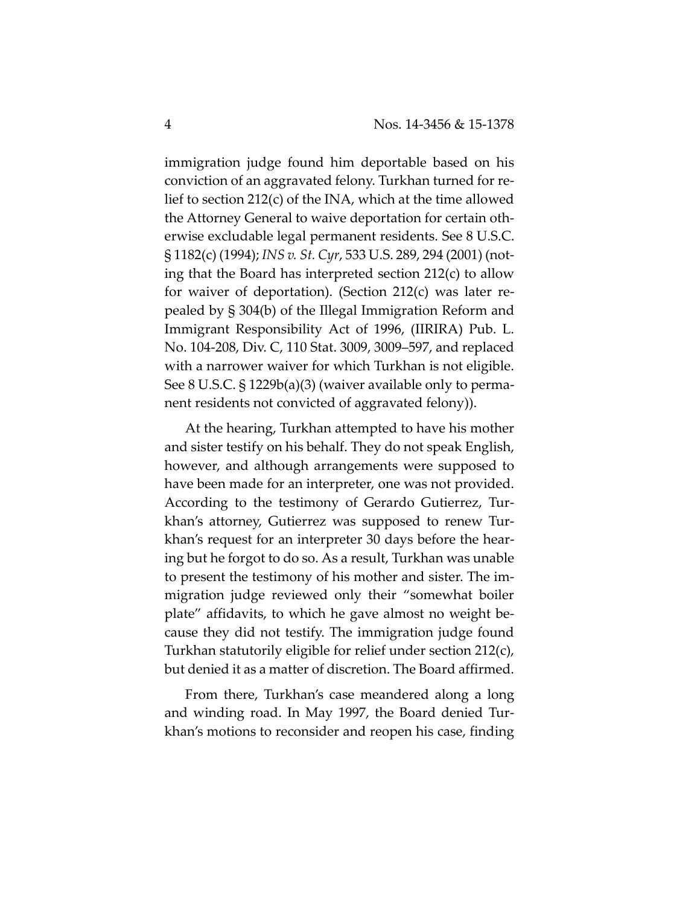immigration judge found him deportable based on his conviction of an aggravated felony. Turkhan turned for relief to section 212(c) of the INA, which at the time allowed the Attorney General to waive deportation for certain otherwise excludable legal permanent residents. See 8 U.S.C. § 1182(c) (1994); *INS v. St. Cyr*, 533 U.S. 289, 294 (2001) (noting that the Board has interpreted section 212(c) to allow for waiver of deportation). (Section 212(c) was later repealed by § 304(b) of the Illegal Immigration Reform and Immigrant Responsibility Act of 1996, (IIRIRA) Pub. L. No. 104-208, Div. C, 110 Stat. 3009, 3009–597, and replaced with a narrower waiver for which Turkhan is not eligible. See 8 U.S.C. § 1229b(a)(3) (waiver available only to permanent residents not convicted of aggravated felony)).

At the hearing, Turkhan attempted to have his mother and sister testify on his behalf. They do not speak English, however, and although arrangements were supposed to have been made for an interpreter, one was not provided. According to the testimony of Gerardo Gutierrez, Turkhan's attorney, Gutierrez was supposed to renew Turkhan's request for an interpreter 30 days before the hearing but he forgot to do so. As a result, Turkhan was unable to present the testimony of his mother and sister. The immigration judge reviewed only their "somewhat boiler plate" affidavits, to which he gave almost no weight because they did not testify. The immigration judge found Turkhan statutorily eligible for relief under section 212(c), but denied it as a matter of discretion. The Board affirmed.

From there, Turkhan's case meandered along a long and winding road. In May 1997, the Board denied Turkhan's motions to reconsider and reopen his case, finding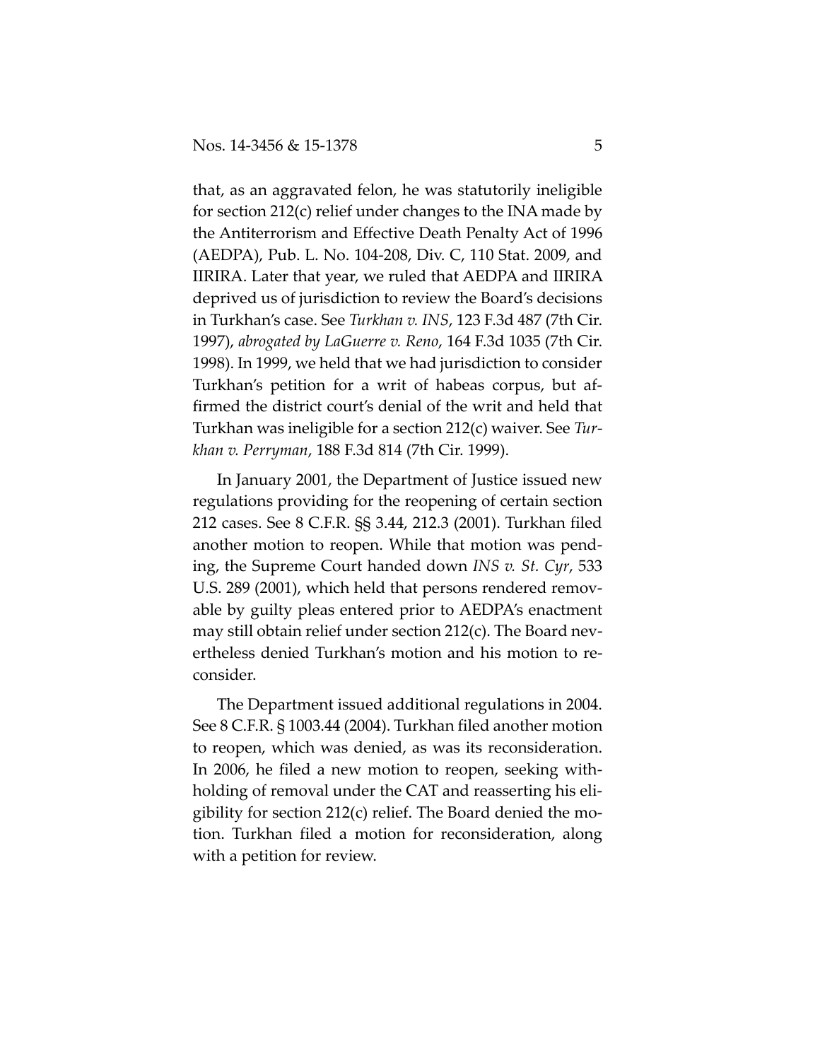that, as an aggravated felon, he was statutorily ineligible for section 212(c) relief under changes to the INA made by the Antiterrorism and Effective Death Penalty Act of 1996 (AEDPA), Pub. L. No. 104-208, Div. C, 110 Stat. 2009, and IIRIRA. Later that year, we ruled that AEDPA and IIRIRA deprived us of jurisdiction to review the Board's decisions in Turkhan's case. See *Turkhan v. INS*, 123 F.3d 487 (7th Cir. 1997), *abrogated by LaGuerre v. Reno*, 164 F.3d 1035 (7th Cir. 1998). In 1999, we held that we had jurisdiction to consider Turkhan's petition for a writ of habeas corpus, but affirmed the district court's denial of the writ and held that Turkhan was ineligible for a section 212(c) waiver. See *Turkhan v. Perryman*, 188 F.3d 814 (7th Cir. 1999).

In January 2001, the Department of Justice issued new regulations providing for the reopening of certain section 212 cases. See 8 C.F.R. §§ 3.44, 212.3 (2001). Turkhan filed another motion to reopen. While that motion was pending, the Supreme Court handed down *INS v. St. Cyr*, 533 U.S. 289 (2001), which held that persons rendered removable by guilty pleas entered prior to AEDPA's enactment may still obtain relief under section 212(c). The Board nevertheless denied Turkhan's motion and his motion to reconsider.

The Department issued additional regulations in 2004. See 8 C.F.R. § 1003.44 (2004). Turkhan filed another motion to reopen, which was denied, as was its reconsideration. In 2006, he filed a new motion to reopen, seeking withholding of removal under the CAT and reasserting his eligibility for section 212(c) relief. The Board denied the motion. Turkhan filed a motion for reconsideration, along with a petition for review.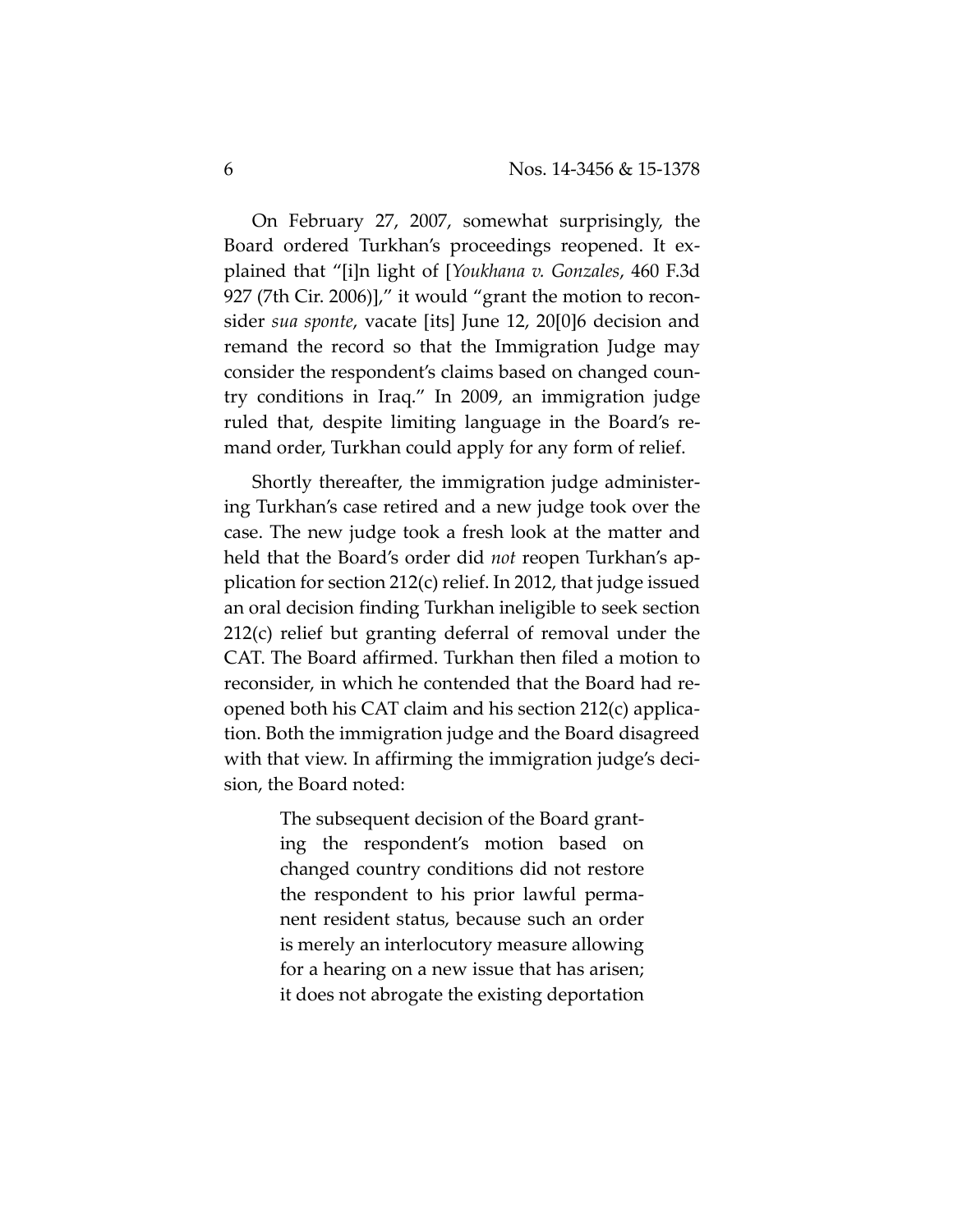On February 27, 2007, somewhat surprisingly, the Board ordered Turkhan's proceedings reopened. It explained that "[i]n light of [*Youkhana v. Gonzales*, 460 F.3d 927 (7th Cir. 2006)]," it would "grant the motion to reconsider *sua sponte*, vacate [its] June 12, 20[0]6 decision and remand the record so that the Immigration Judge may consider the respondent's claims based on changed country conditions in Iraq." In 2009, an immigration judge ruled that, despite limiting language in the Board's remand order, Turkhan could apply for any form of relief.

Shortly thereafter, the immigration judge administering Turkhan's case retired and a new judge took over the case. The new judge took a fresh look at the matter and held that the Board's order did *not* reopen Turkhan's application for section 212(c) relief. In 2012, that judge issued an oral decision finding Turkhan ineligible to seek section 212(c) relief but granting deferral of removal under the CAT. The Board affirmed. Turkhan then filed a motion to reconsider, in which he contended that the Board had reopened both his CAT claim and his section 212(c) application. Both the immigration judge and the Board disagreed with that view. In affirming the immigration judge's decision, the Board noted:

> The subsequent decision of the Board granting the respondent's motion based on changed country conditions did not restore the respondent to his prior lawful permanent resident status, because such an order is merely an interlocutory measure allowing for a hearing on a new issue that has arisen; it does not abrogate the existing deportation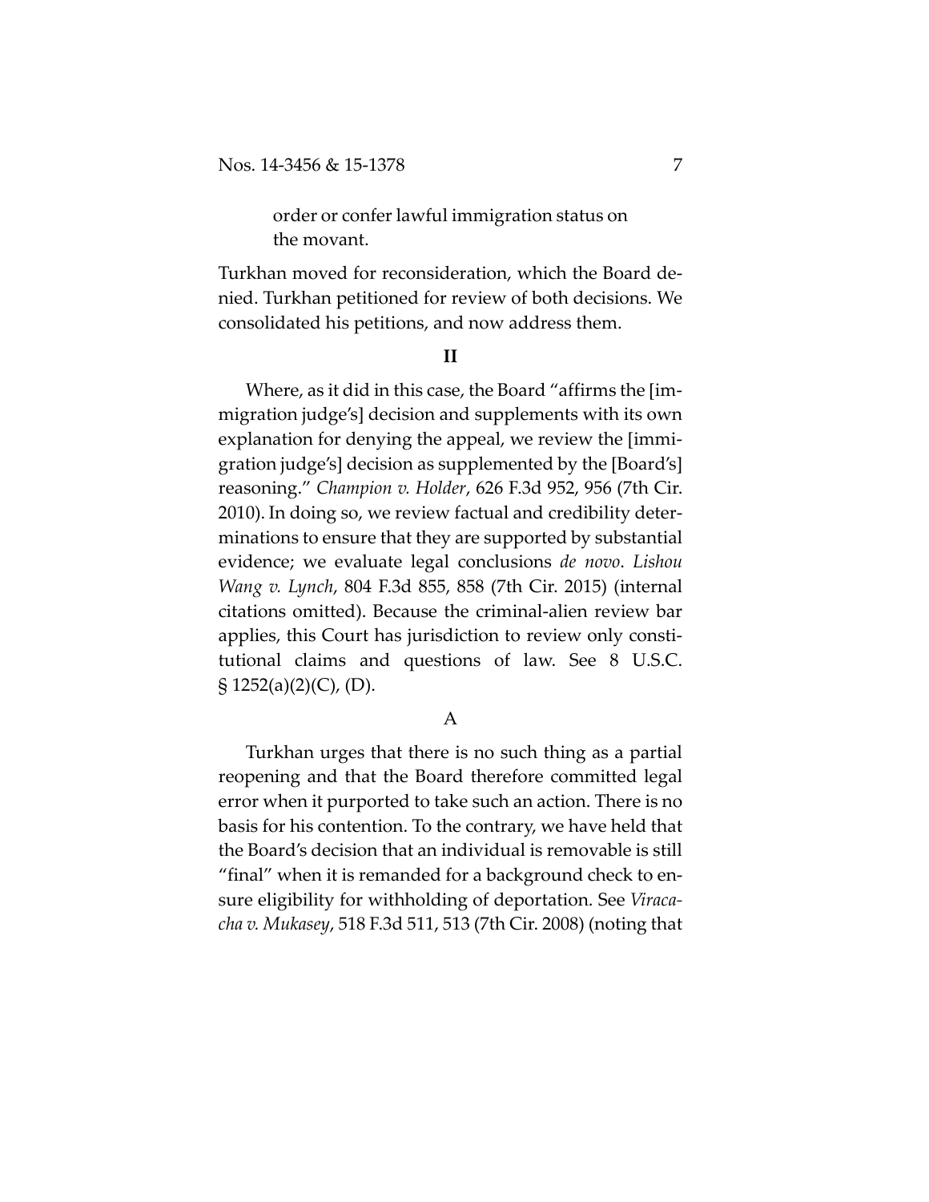> order or confer lawful immigration status on the movant.

Turkhan moved for reconsideration, which the Board denied. Turkhan petitioned for review of both decisions. We consolidated his petitions, and now address them.

## II

Where, as it did in this case, the Board "affirms the [immigration judge's] decision and supplements with its own explanation for denying the appeal, we review the [immigration judge's] decision as supplemented by the [Board's] reasoning." *Champion v. Holder*, 626 F.3d 952, 956 (7th Cir. 2010). In doing so, we review factual and credibility determinations to ensure that they are supported by substantial evidence; we evaluate legal conclusions *de novo*. *Lishou Wang v. Lynch*, 804 F.3d 855, 858 (7th Cir. 2015) (internal citations omitted). Because the criminal-alien review bar applies, this Court has jurisdiction to review only constitutional claims and questions of law. See 8 U.S.C. § 1252(a)(2)(C), (D).

### A

Turkhan urges that there is no such thing as a partial reopening and that the Board therefore committed legal error when it purported to take such an action. There is no basis for his contention. To the contrary, we have held that the Board's decision that an individual is removable is still "final" when it is remanded for a background check to ensure eligibility for withholding of deportation. See *Viracacha v. Mukasey*, 518 F.3d 511, 513 (7th Cir. 2008) (noting that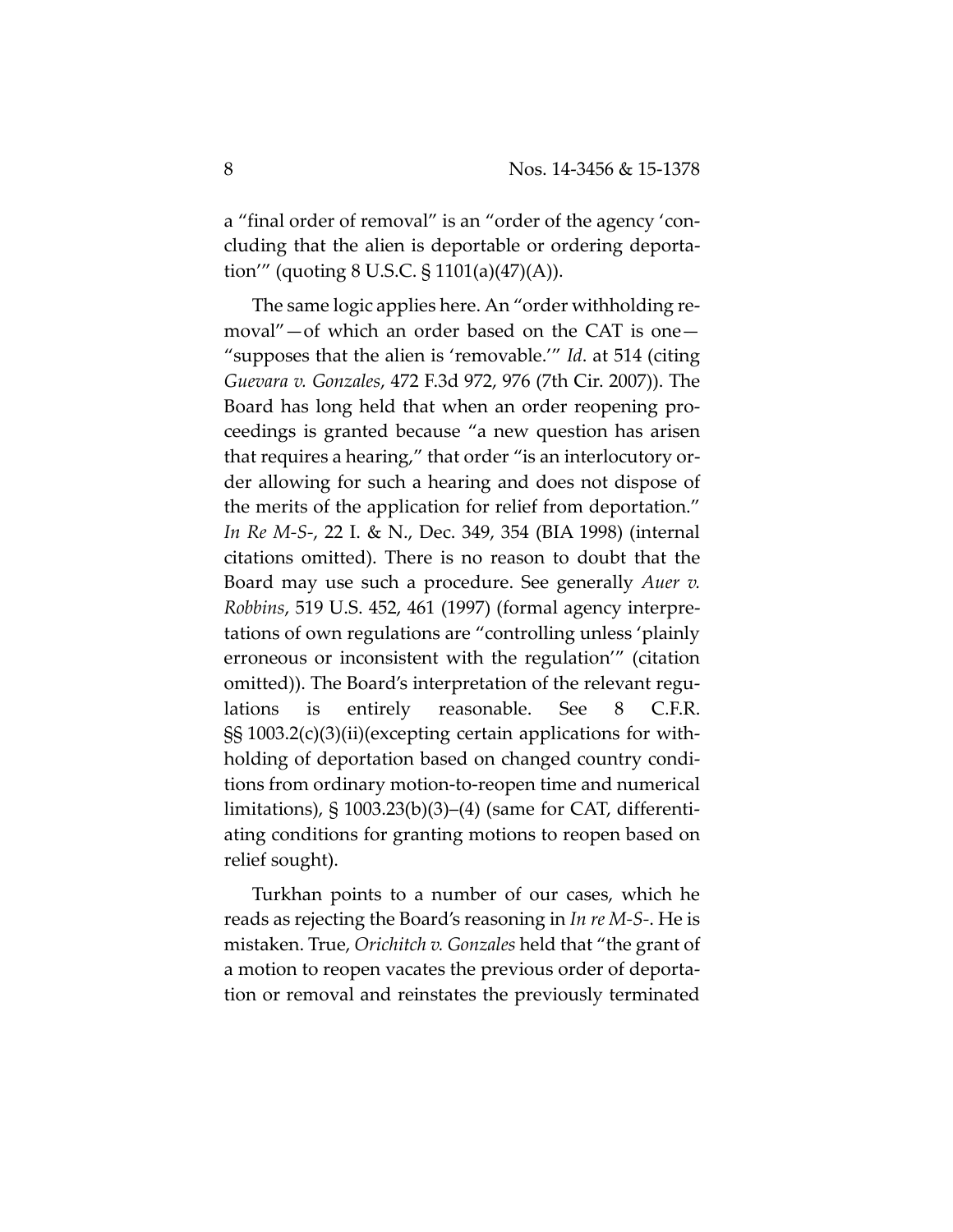a "final order of removal" is an "order of the agency 'concluding that the alien is deportable or ordering deportation'" (quoting 8 U.S.C. § 1101(a)(47)(A)).

The same logic applies here. An "order withholding removal"—of which an order based on the CAT is one—"supposes that the alien is 'removable.'" *Id*. at 514 (citing *Guevara v. Gonzales*, 472 F.3d 972, 976 (7th Cir. 2007)). The Board has long held that when an order reopening proceedings is granted because "a new question has arisen that requires a hearing," that order "is an interlocutory order allowing for such a hearing and does not dispose of the merits of the application for relief from deportation." *In Re M-S-*, 22 I. & N., Dec. 349, 354 (BIA 1998) (internal citations omitted). There is no reason to doubt that the Board may use such a procedure. See generally *Auer v. Robbins*, 519 U.S. 452, 461 (1997) (formal agency interpretations of own regulations are "controlling unless 'plainly erroneous or inconsistent with the regulation'" (citation omitted)). The Board's interpretation of the relevant regulations is entirely reasonable. See 8 C.F.R. §§ 1003.2(c)(3)(ii)(excepting certain applications for withholding of deportation based on changed country conditions from ordinary motion-to-reopen time and numerical limitations), § 1003.23(b)(3)–(4) (same for CAT, differentiating conditions for granting motions to reopen based on relief sought).

Turkhan points to a number of our cases, which he reads as rejecting the Board's reasoning in *In re M-S-*. He is mistaken. True, *Orichitch v. Gonzales* held that "the grant of a motion to reopen vacates the previous order of deportation or removal and reinstates the previously terminated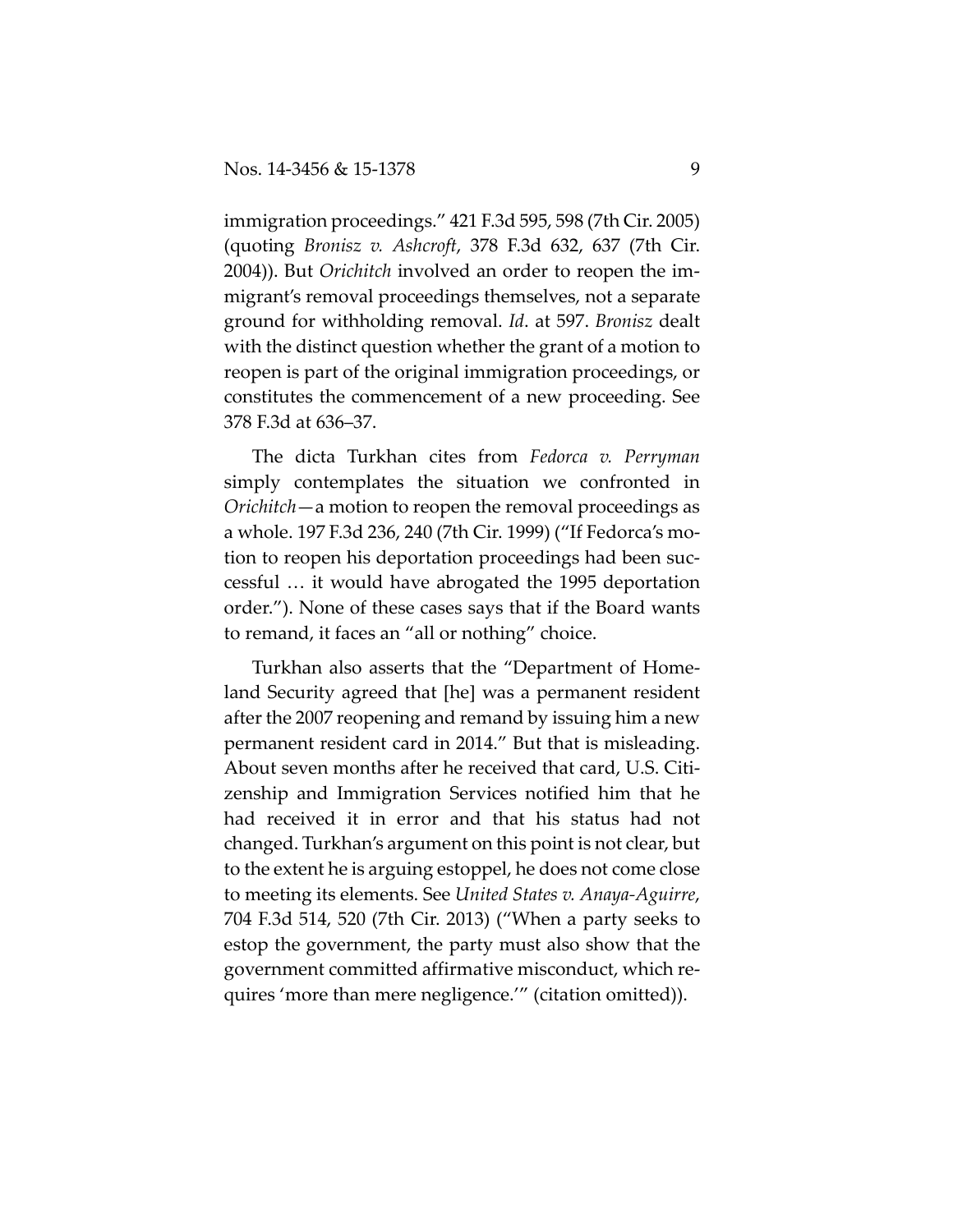immigration proceedings." 421 F.3d 595, 598 (7th Cir. 2005) (quoting *Bronisz v. Ashcroft*, 378 F.3d 632, 637 (7th Cir. 2004)). But *Orichitch* involved an order to reopen the immigrant's removal proceedings themselves, not a separate ground for withholding removal. *Id*. at 597. *Bronisz* dealt with the distinct question whether the grant of a motion to reopen is part of the original immigration proceedings, or constitutes the commencement of a new proceeding. See 378 F.3d at 636–37.

The dicta Turkhan cites from *Fedorca v. Perryman* simply contemplates the situation we confronted in *Orichitch*—a motion to reopen the removal proceedings as a whole. 197 F.3d 236, 240 (7th Cir. 1999) ("If Fedorca's motion to reopen his deportation proceedings had been successful … it would have abrogated the 1995 deportation order."). None of these cases says that if the Board wants to remand, it faces an "all or nothing" choice.

Turkhan also asserts that the "Department of Homeland Security agreed that [he] was a permanent resident after the 2007 reopening and remand by issuing him a new permanent resident card in 2014." But that is misleading. About seven months after he received that card, U.S. Citizenship and Immigration Services notified him that he had received it in error and that his status had not changed. Turkhan's argument on this point is not clear, but to the extent he is arguing estoppel, he does not come close to meeting its elements. See *United States v. Anaya-Aguirre*, 704 F.3d 514, 520 (7th Cir. 2013) ("When a party seeks to estop the government, the party must also show that the government committed affirmative misconduct, which requires 'more than mere negligence.'" (citation omitted)).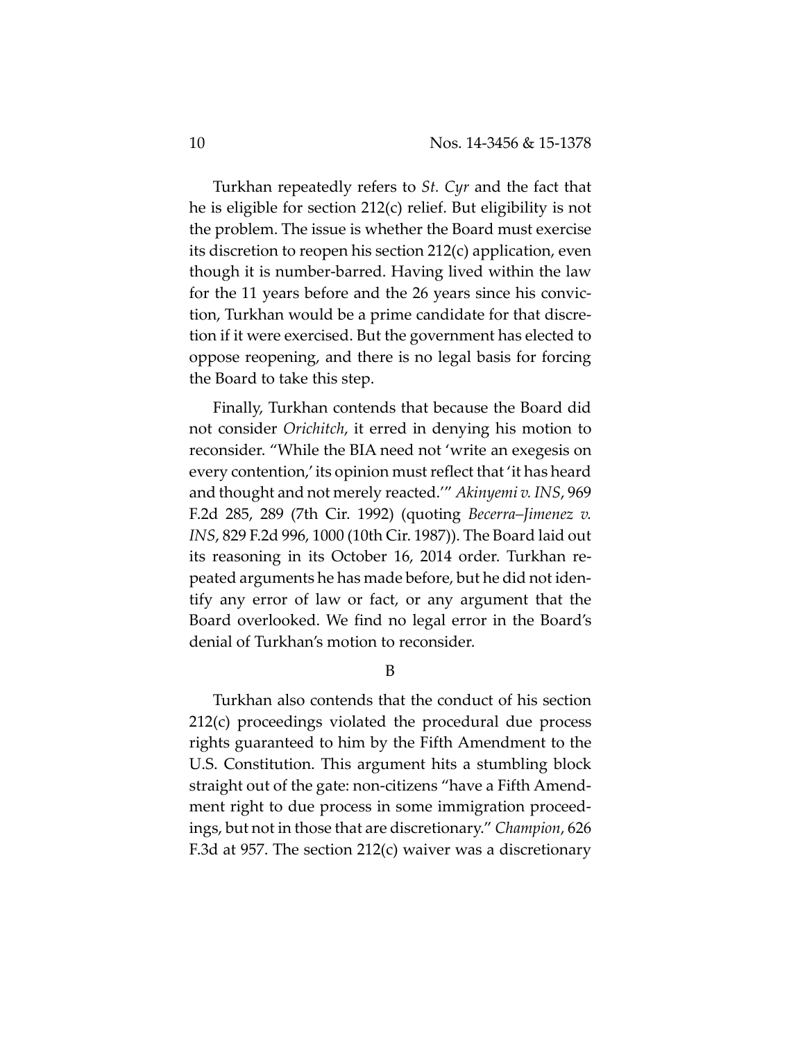Turkhan repeatedly refers to *St. Cyr* and the fact that he is eligible for section 212(c) relief. But eligibility is not the problem. The issue is whether the Board must exercise its discretion to reopen his section 212(c) application, even though it is number-barred. Having lived within the law for the 11 years before and the 26 years since his conviction, Turkhan would be a prime candidate for that discretion if it were exercised. But the government has elected to oppose reopening, and there is no legal basis for forcing the Board to take this step.

Finally, Turkhan contends that because the Board did not consider *Orichitch*, it erred in denying his motion to reconsider. "While the BIA need not 'write an exegesis on every contention,' its opinion must reflect that 'it has heard and thought and not merely reacted.'" *Akinyemi v. INS*, 969 F.2d 285, 289 (7th Cir. 1992) (quoting *Becerra–Jimenez v. INS*, 829 F.2d 996, 1000 (10th Cir. 1987)). The Board laid out its reasoning in its October 16, 2014 order. Turkhan repeated arguments he has made before, but he did not identify any error of law or fact, or any argument that the Board overlooked. We find no legal error in the Board's denial of Turkhan's motion to reconsider.

B

Turkhan also contends that the conduct of his section 212(c) proceedings violated the procedural due process rights guaranteed to him by the Fifth Amendment to the U.S. Constitution. This argument hits a stumbling block straight out of the gate: non-citizens "have a Fifth Amendment right to due process in some immigration proceedings, but not in those that are discretionary." *Champion*, 626 F.3d at 957. The section 212(c) waiver was a discretionary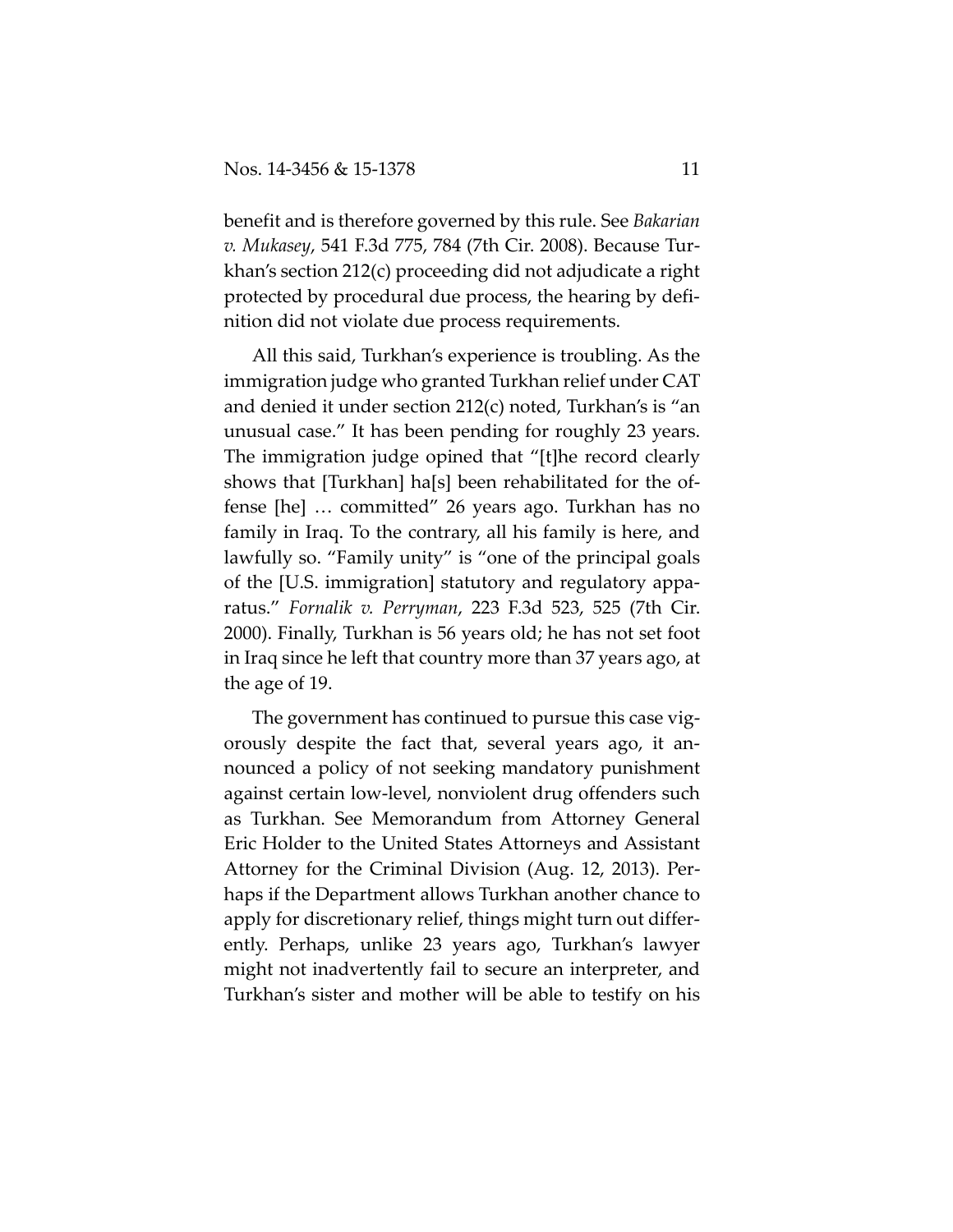benefit and is therefore governed by this rule. See *Bakarian v. Mukasey*, 541 F.3d 775, 784 (7th Cir. 2008). Because Turkhan's section 212(c) proceeding did not adjudicate a right protected by procedural due process, the hearing by definition did not violate due process requirements.

All this said, Turkhan's experience is troubling. As the immigration judge who granted Turkhan relief under CAT and denied it under section 212(c) noted, Turkhan's is "an unusual case." It has been pending for roughly 23 years. The immigration judge opined that "[t]he record clearly shows that [Turkhan] ha[s] been rehabilitated for the offense [he] … committed" 26 years ago. Turkhan has no family in Iraq. To the contrary, all his family is here, and lawfully so. "Family unity" is "one of the principal goals of the [U.S. immigration] statutory and regulatory apparatus." *Fornalik v. Perryman*, 223 F.3d 523, 525 (7th Cir. 2000). Finally, Turkhan is 56 years old; he has not set foot in Iraq since he left that country more than 37 years ago, at the age of 19.

The government has continued to pursue this case vigorously despite the fact that, several years ago, it announced a policy of not seeking mandatory punishment against certain low-level, nonviolent drug offenders such as Turkhan. See Memorandum from Attorney General Eric Holder to the United States Attorneys and Assistant Attorney for the Criminal Division (Aug. 12, 2013). Perhaps if the Department allows Turkhan another chance to apply for discretionary relief, things might turn out differently. Perhaps, unlike 23 years ago, Turkhan's lawyer might not inadvertently fail to secure an interpreter, and Turkhan's sister and mother will be able to testify on his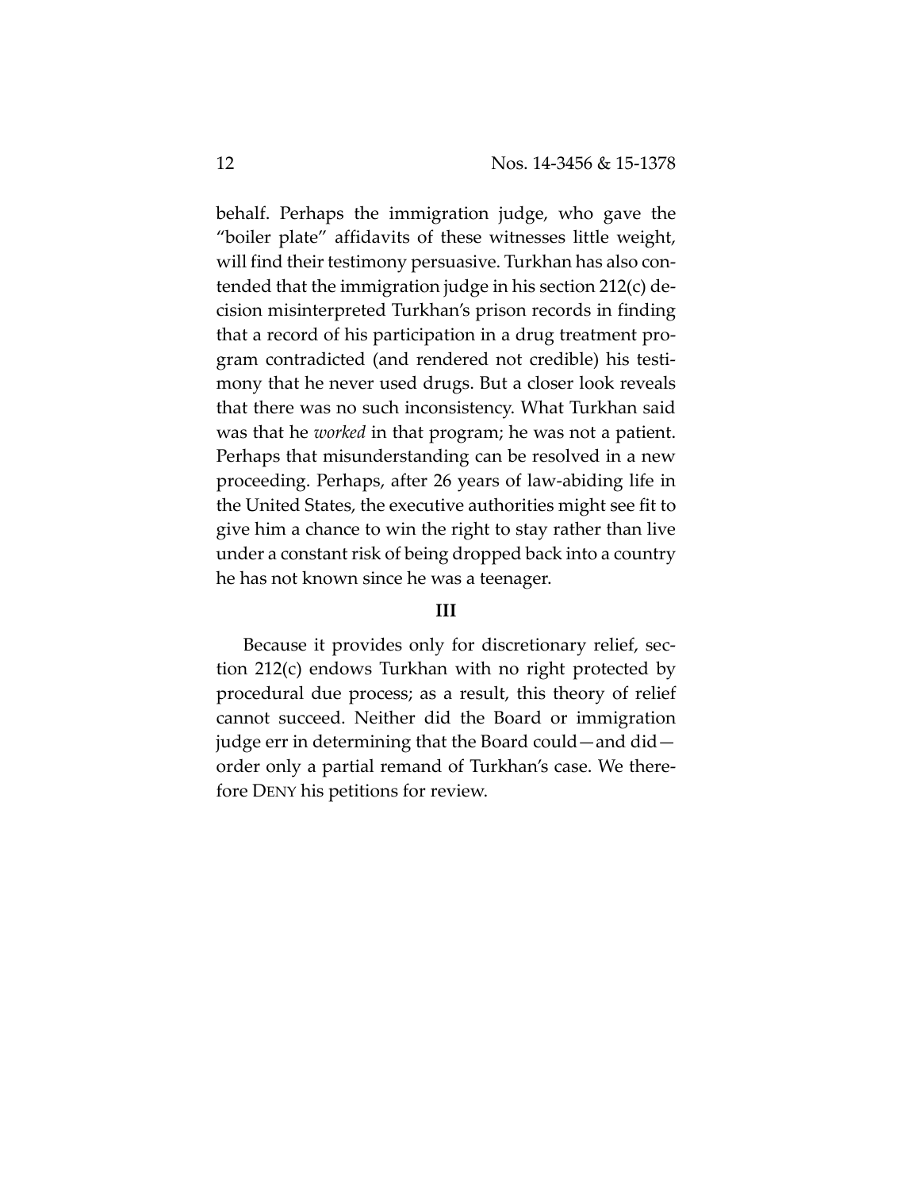behalf. Perhaps the immigration judge, who gave the "boiler plate" affidavits of these witnesses little weight, will find their testimony persuasive. Turkhan has also contended that the immigration judge in his section 212(c) decision misinterpreted Turkhan's prison records in finding that a record of his participation in a drug treatment program contradicted (and rendered not credible) his testimony that he never used drugs. But a closer look reveals that there was no such inconsistency. What Turkhan said was that he *worked* in that program; he was not a patient. Perhaps that misunderstanding can be resolved in a new proceeding. Perhaps, after 26 years of law-abiding life in the United States, the executive authorities might see fit to give him a chance to win the right to stay rather than live under a constant risk of being dropped back into a country he has not known since he was a teenager.

## III

Because it provides only for discretionary relief, section 212(c) endows Turkhan with no right protected by procedural due process; as a result, this theory of relief cannot succeed. Neither did the Board or immigration judge err in determining that the Board could—and did—order only a partial remand of Turkhan's case. We therefore DENY his petitions for review.